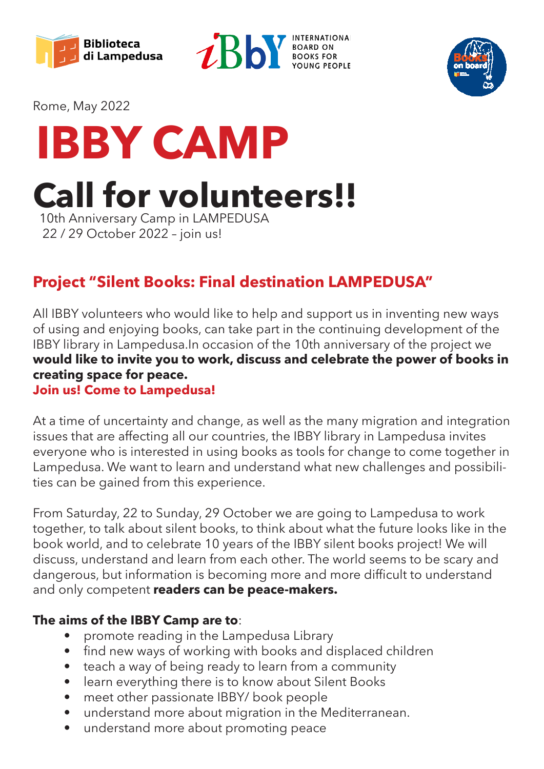Biblioteca di Lampedusa

IBBY INTERNATIONA BOARD ON BOOKS FOR YOUNG PEOPLE

Books on board

Rome, May 2022

# IBBY CAMP

# Call for volunteers!!

10th Anniversary Camp in LAMPEDUSA
22 / 29 October 2022 – join us!

## Project "Silent Books: Final destination LAMPEDUSA"

All IBBY volunteers who would like to help and support us in inventing new ways of using and enjoying books, can take part in the continuing development of the IBBY library in Lampedusa.In occasion of the 10th anniversary of the project we **would like to invite you to work, discuss and celebrate the power of books in creating space for peace.**
**Join us! Come to Lampedusa!**

At a time of uncertainty and change, as well as the many migration and integration issues that are affecting all our countries, the IBBY library in Lampedusa invites everyone who is interested in using books as tools for change to come together in Lampedusa. We want to learn and understand what new challenges and possibilities can be gained from this experience.

From Saturday, 22 to Sunday, 29 October we are going to Lampedusa to work together, to talk about silent books, to think about what the future looks like in the book world, and to celebrate 10 years of the IBBY silent books project! We will discuss, understand and learn from each other. The world seems to be scary and dangerous, but information is becoming more and more difficult to understand and only competent **readers can be peace-makers.**

**The aims of the IBBY Camp are to**:

- promote reading in the Lampedusa Library
- find new ways of working with books and displaced children
- teach a way of being ready to learn from a community
- learn everything there is to know about Silent Books
- meet other passionate IBBY/ book people
- understand more about migration in the Mediterranean.
- understand more about promoting peace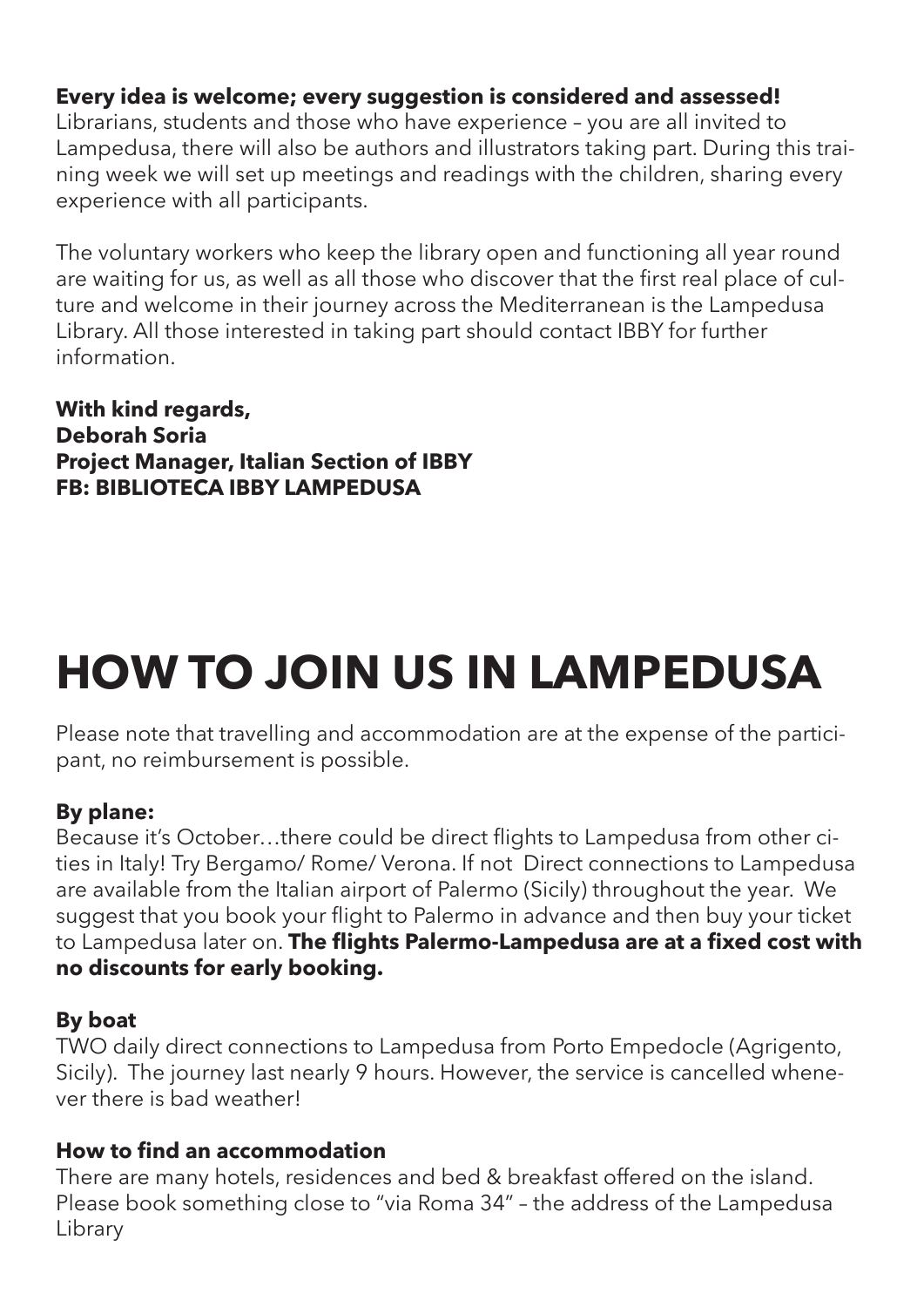**Every idea is welcome; every suggestion is considered and assessed!**
Librarians, students and those who have experience – you are all invited to Lampedusa, there will also be authors and illustrators taking part. During this training week we will set up meetings and readings with the children, sharing every experience with all participants.

The voluntary workers who keep the library open and functioning all year round are waiting for us, as well as all those who discover that the first real place of culture and welcome in their journey across the Mediterranean is the Lampedusa Library. All those interested in taking part should contact IBBY for further information.

**With kind regards,**
**Deborah Soria**
**Project Manager, Italian Section of IBBY**
**FB: BIBLIOTECA IBBY LAMPEDUSA**

# HOW TO JOIN US IN LAMPEDUSA

Please note that travelling and accommodation are at the expense of the participant, no reimbursement is possible.

**By plane:**
Because it's October…there could be direct flights to Lampedusa from other cities in Italy! Try Bergamo/ Rome/ Verona. If not Direct connections to Lampedusa are available from the Italian airport of Palermo (Sicily) throughout the year. We suggest that you book your flight to Palermo in advance and then buy your ticket to Lampedusa later on. **The flights Palermo-Lampedusa are at a fixed cost with no discounts for early booking.**

**By boat**
TWO daily direct connections to Lampedusa from Porto Empedocle (Agrigento, Sicily). The journey last nearly 9 hours. However, the service is cancelled whenever there is bad weather!

**How to find an accommodation**
There are many hotels, residences and bed & breakfast offered on the island. Please book something close to "via Roma 34" – the address of the Lampedusa Library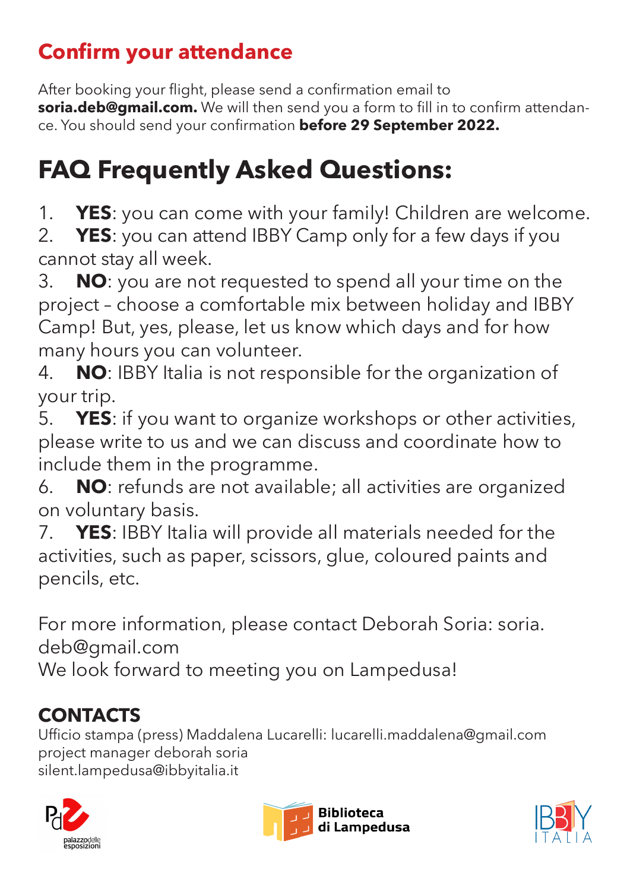## Confirm your attendance

After booking your flight, please send a confirmation email to **soria.deb@gmail.com.** We will then send you a form to fill in to confirm attendance. You should send your confirmation **before 29 September 2022.**

# FAQ Frequently Asked Questions:

1. **YES**: you can come with your family! Children are welcome.
2. **YES**: you can attend IBBY Camp only for a few days if you cannot stay all week.
3. **NO**: you are not requested to spend all your time on the project – choose a comfortable mix between holiday and IBBY Camp! But, yes, please, let us know which days and for how many hours you can volunteer.
4. **NO**: IBBY Italia is not responsible for the organization of your trip.
5. **YES**: if you want to organize workshops or other activities, please write to us and we can discuss and coordinate how to include them in the programme.
6. **NO**: refunds are not available; all activities are organized on voluntary basis.
7. **YES**: IBBY Italia will provide all materials needed for the activities, such as paper, scissors, glue, coloured paints and pencils, etc.

For more information, please contact Deborah Soria: soria.deb@gmail.com
We look forward to meeting you on Lampedusa!

## CONTACTS

Ufficio stampa (press) Maddalena Lucarelli: lucarelli.maddalena@gmail.com
project manager deborah soria
silent.lampedusa@ibbyitalia.it

palazzodelle esposizioni

Biblioteca di Lampedusa

IBBY ITALIA